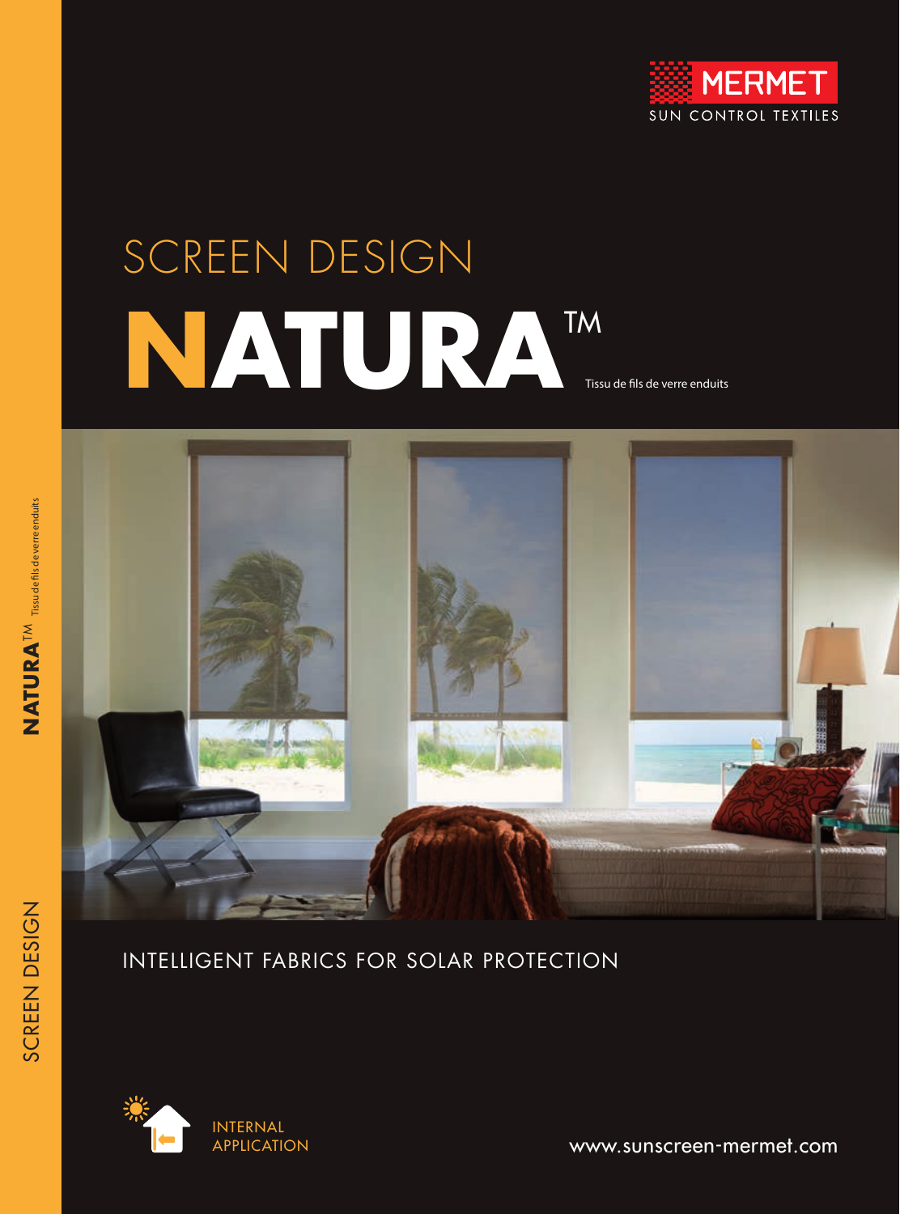MERMET

SUN CONTROL TEXTILES

# SCREEN DESIGN

# NATURA™

Tissu de fils de verre enduits

INTELLIGENT FABRICS FOR SOLAR PROTECTION

INTERNAL APPLICATION

www.sunscreen-mermet.com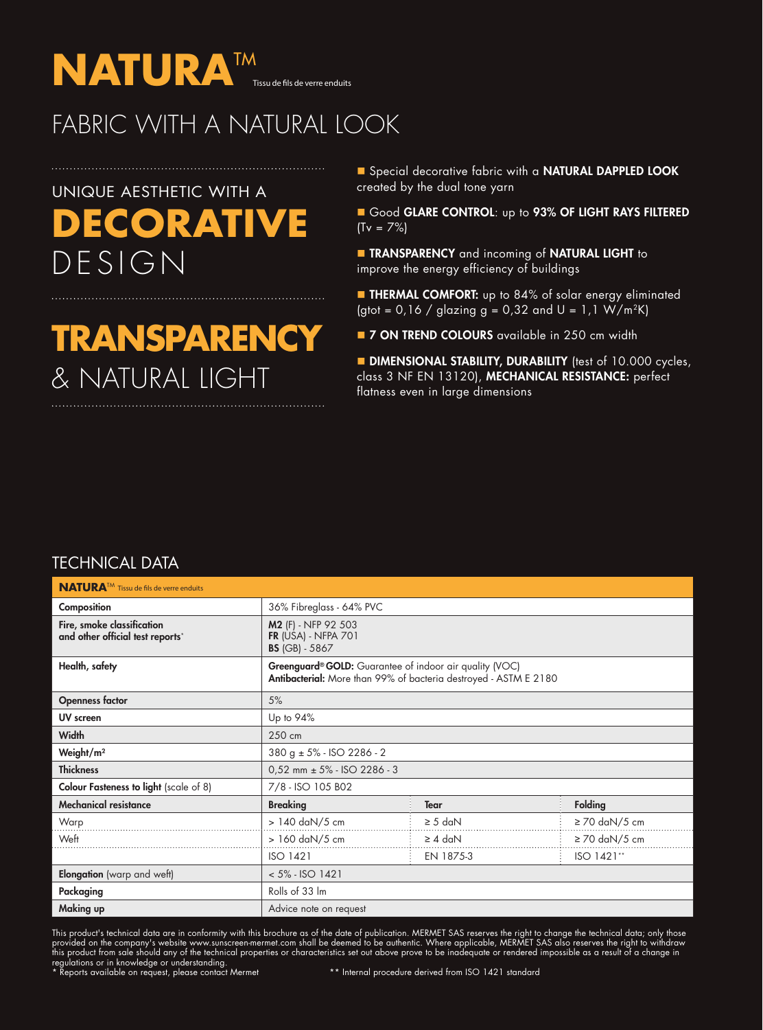# NATURA™ Tissu de fils de verre enduits

## FABRIC WITH A NATURAL LOOK

UNIQUE AESTHETIC WITH A **DECORATIVE** DESIGN

**TRANSPARENCY** & NATURAL LIGHT

- Special decorative fabric with a **NATURAL DAPPLED LOOK** created by the dual tone yarn
- Good **GLARE CONTROL**: up to **93% OF LIGHT RAYS FILTERED** (Tv = 7%)
- **TRANSPARENCY** and incoming of **NATURAL LIGHT** to improve the energy efficiency of buildings
- **THERMAL COMFORT:** up to 84% of solar energy eliminated (gtot = 0,16 / glazing g = 0,32 and U = 1,1 W/m²K)
- **7 ON TREND COLOURS** available in 250 cm width
- **DIMENSIONAL STABILITY, DURABILITY** (test of 10.000 cycles, class 3 NF EN 13120), **MECHANICAL RESISTANCE:** perfect flatness even in large dimensions

## TECHNICAL DATA

| **NATURA™** Tissu de fils de verre enduits | | | |
|---|---|---|---|
| **Composition** | 36% Fibreglass - 64% PVC | | |
| **Fire, smoke classification and other official test reports*** | **M2** (F) - NFP 92 503<br>**FR** (USA) - NFPA 701<br>**BS** (GB) - 5867 | | |
| **Health, safety** | **Greenguard® GOLD:** Guarantee of indoor air quality (VOC)<br>**Antibacterial:** More than 99% of bacteria destroyed - ASTM E 2180 | | |
| **Openness factor** | 5% | | |
| **UV screen** | Up to 94% | | |
| **Width** | 250 cm | | |
| **Weight/m²** | 380 g ± 5% - ISO 2286 - 2 | | |
| **Thickness** | 0,52 mm ± 5% - ISO 2286 - 3 | | |
| **Colour Fasteness to light** (scale of 8) | 7/8 - ISO 105 B02 | | |
| **Mechanical resistance** | **Breaking** | **Tear** | **Folding** |
| Warp | > 140 daN/5 cm | ≥ 5 daN | ≥ 70 daN/5 cm |
| Weft | > 160 daN/5 cm | ≥ 4 daN | ≥ 70 daN/5 cm |
| | ISO 1421 | EN 1875-3 | ISO 1421** |
| **Elongation** (warp and weft) | < 5% - ISO 1421 | | |
| **Packaging** | Rolls of 33 lm | | |
| **Making up** | Advice note on request | | |

This product's technical data are in conformity with this brochure as of the date of publication. MERMET SAS reserves the right to change the technical data; only those provided on the company's website www.sunscreen-mermet.com shall be deemed to be authentic. Where applicable, MERMET SAS also reserves the right to withdraw this product from sale should any of the technical properties or characteristics set out above prove to be inadequate or rendered impossible as a result of a change in regulations or in knowledge or understanding.

\* Reports available on request, please contact Mermet

** Internal procedure derived from ISO 1421 standard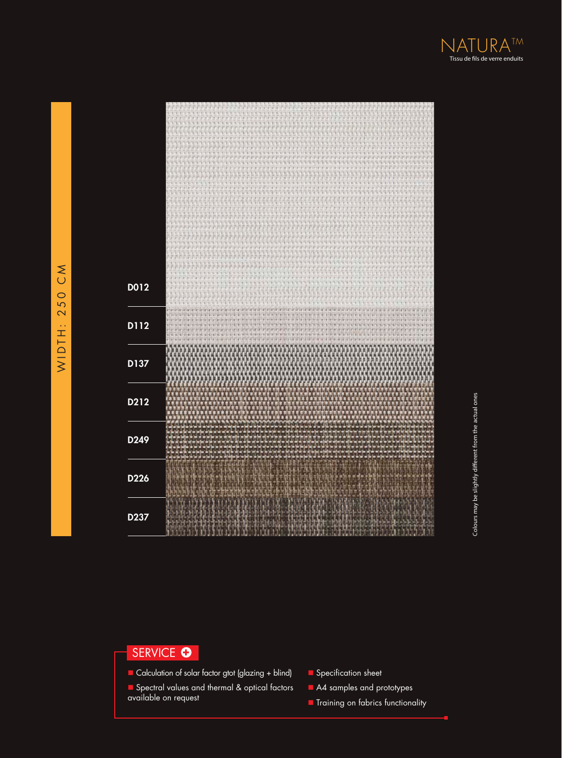# NATURA™

Tissu de fils de verre enduits

WIDTH: 250 CM

D012

D112

D137

D212

D249

D226

D237

Colours may be slightly different from the actual ones

## SERVICE

- Calculation of solar factor gtot (glazing + blind)
- Spectral values and thermal & optical factors available on request
- Specification sheet
- A4 samples and prototypes
- Training on fabrics functionality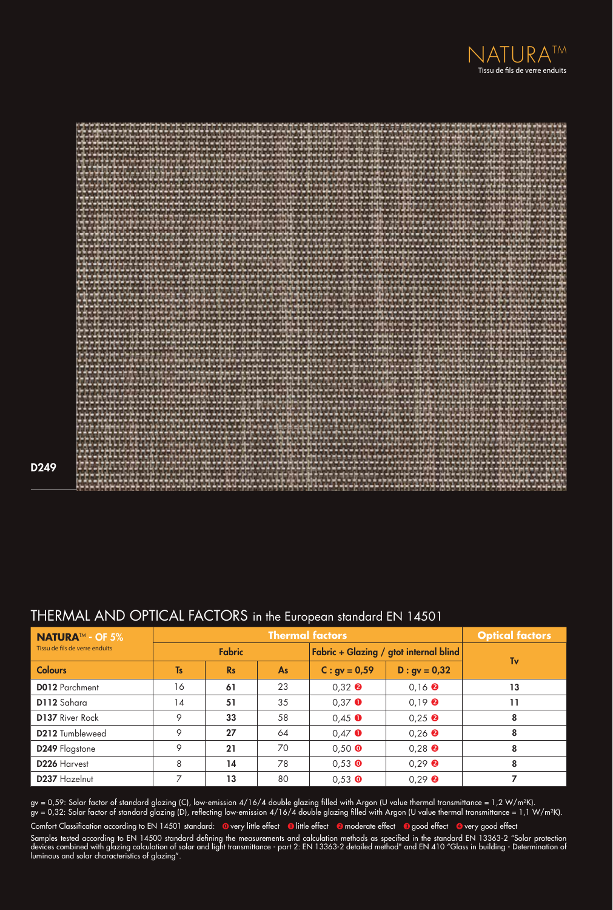NATURA™
Tissu de fils de verre enduits

D249

## THERMAL AND OPTICAL FACTORS in the European standard EN 14501

| **NATURA™ - OF 5%** Tissu de fils de verre enduits | Thermal factors | | | | | Optical factors |
|---|---|---|---|---|---|---|
| | Fabric | | | Fabric + Glazing / gtot internal blind | | Tv |
| **Colours** | Ts | Rs | As | C : gv = 0,59 | D : gv = 0,32 | |
| **D012** Parchment | 16 | **61** | 23 | 0,32 ❷ | 0,16 ❷ | **13** |
| **D112** Sahara | 14 | **51** | 35 | 0,37 ❶ | 0,19 ❷ | **11** |
| **D137** River Rock | 9 | **33** | 58 | 0,45 ❶ | 0,25 ❷ | **8** |
| **D212** Tumbleweed | 9 | **27** | 64 | 0,47 ❶ | 0,26 ❷ | **8** |
| **D249** Flagstone | 9 | **21** | 70 | 0,50 ⓿ | 0,28 ❷ | **8** |
| **D226** Harvest | 8 | **14** | 78 | 0,53 ⓿ | 0,29 ❷ | **8** |
| **D237** Hazelnut | 7 | **13** | 80 | 0,53 ⓿ | 0,29 ❷ | **7** |

gv = 0,59: Solar factor of standard glazing (C), low-emission 4/16/4 double glazing filled with Argon (U value thermal transmittance = 1,2 W/m²K).
gv = 0,32: Solar factor of standard glazing (D), reflecting low-emission 4/16/4 double glazing filled with Argon (U value thermal transmittance = 1,1 W/m²K).

Comfort Classification according to EN 14501 standard: ⓿ very little effect ❶ little effect ❷ moderate effect ❸ good effect ❹ very good effect

Samples tested according to EN 14500 standard defining the measurements and calculation methods as specified in the standard EN 13363-2 "Solar protection devices combined with glazing calculation of solar and light transmittance - part 2: EN 13363-2 detailed method" and EN 410 "Glass in building - Determination of luminous and solar characteristics of glazing".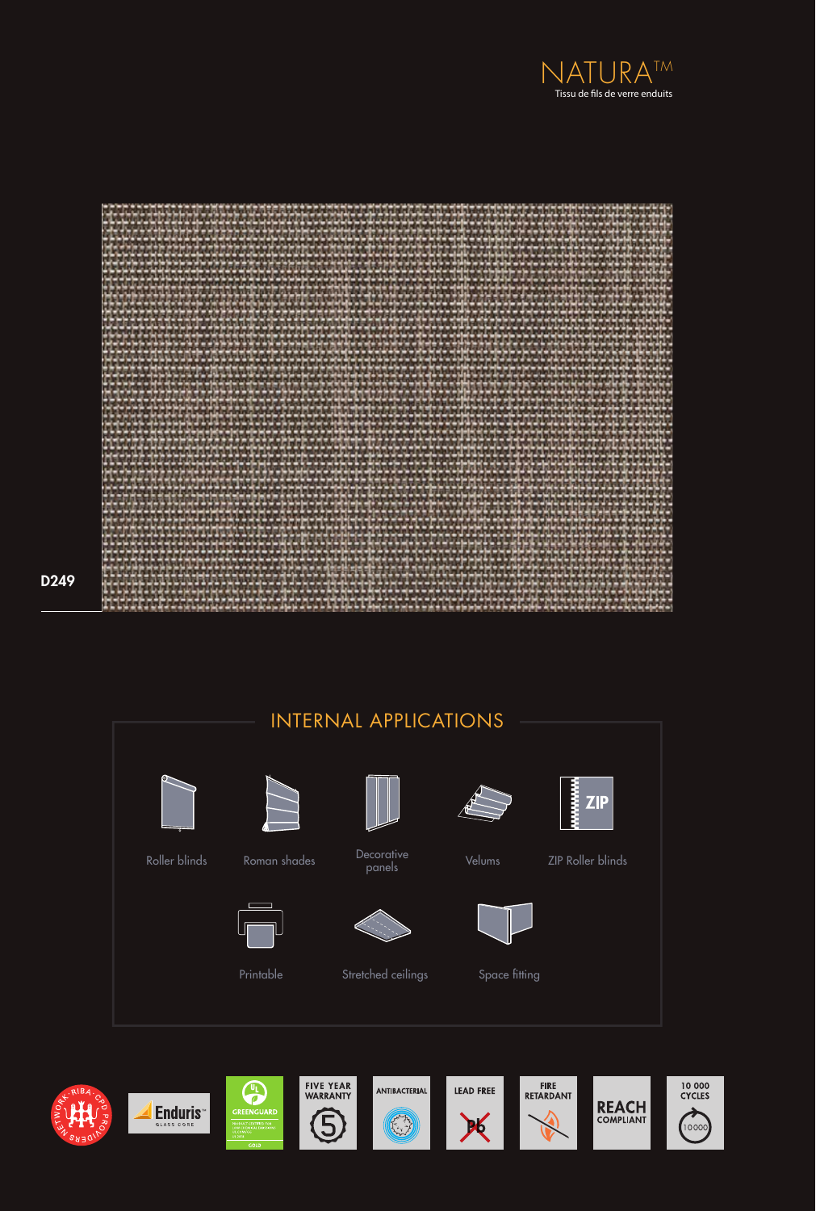# NATURA™

Tissu de fils de verre enduits

D249

## INTERNAL APPLICATIONS

- Roller blinds
- Roman shades
- Decorative panels
- Velums
- ZIP Roller blinds
- Printable
- Stretched ceilings
- Space fitting

Enduris™ GLASS CORE

GREENGUARD GOLD

FIVE YEAR WARRANTY

ANTIBACTERIAL

LEAD FREE

FIRE RETARDANT

REACH COMPLIANT

10 000 CYCLES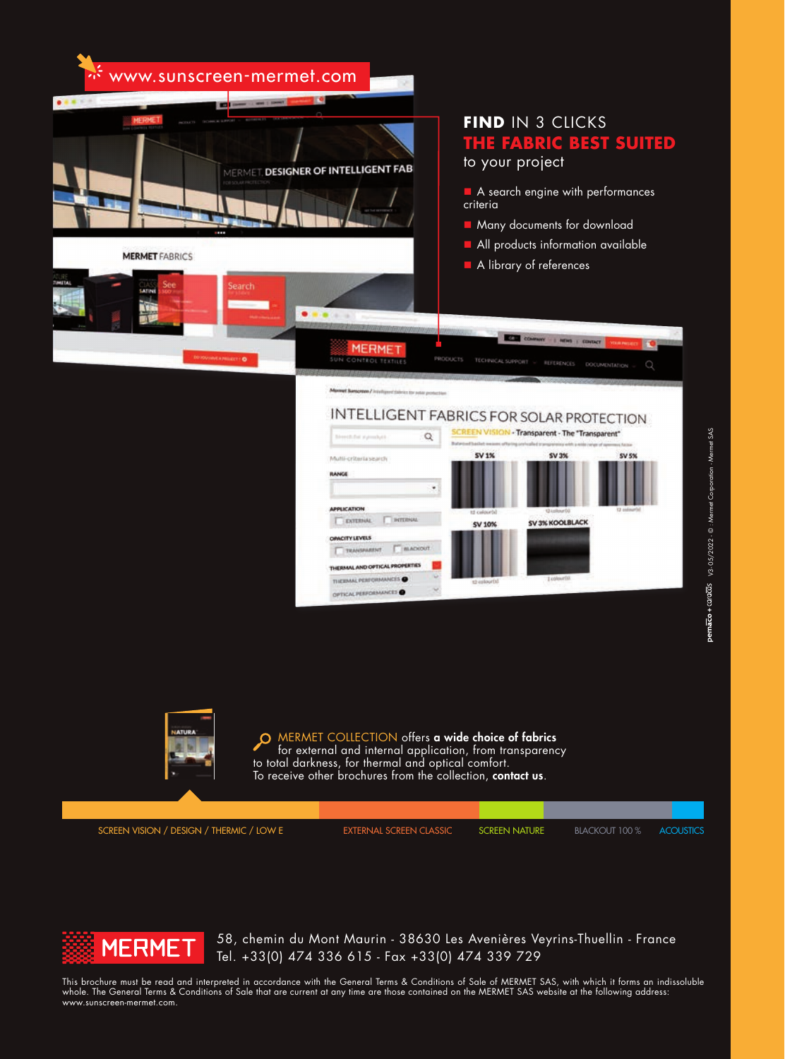www.sunscreen-mermet.com

## FIND IN 3 CLICKS THE FABRIC BEST SUITED to your project

- A search engine with performances criteria
- Many documents for download
- All products information available
- A library of references

MERMET COLLECTION offers **a wide choice of fabrics** for external and internal application, from transparency to total darkness, for thermal and optical comfort.
To receive other brochures from the collection, **contact us**.

SCREEN VISION / DESIGN / THERMIC / LOW E
EXTERNAL SCREEN CLASSIC
SCREEN NATURE
BLACKOUT 100 %
ACOUSTICS

MERMET
58, chemin du Mont Maurin - 38630 Les Avenières Veyrins-Thuellin - France
Tel. +33(0) 474 336 615 - Fax +33(0) 474 339 729

This brochure must be read and interpreted in accordance with the General Terms & Conditions of Sale of MERMET SAS, with which it forms an indissoluble whole. The General Terms & Conditions of Sale that are current at any time are those contained on the MERMET SAS website at the following address: www.sunscreen-mermet.com.

pemaco + caracas V3-05/2022 - © : Mermet Corporation - Mermet SAS